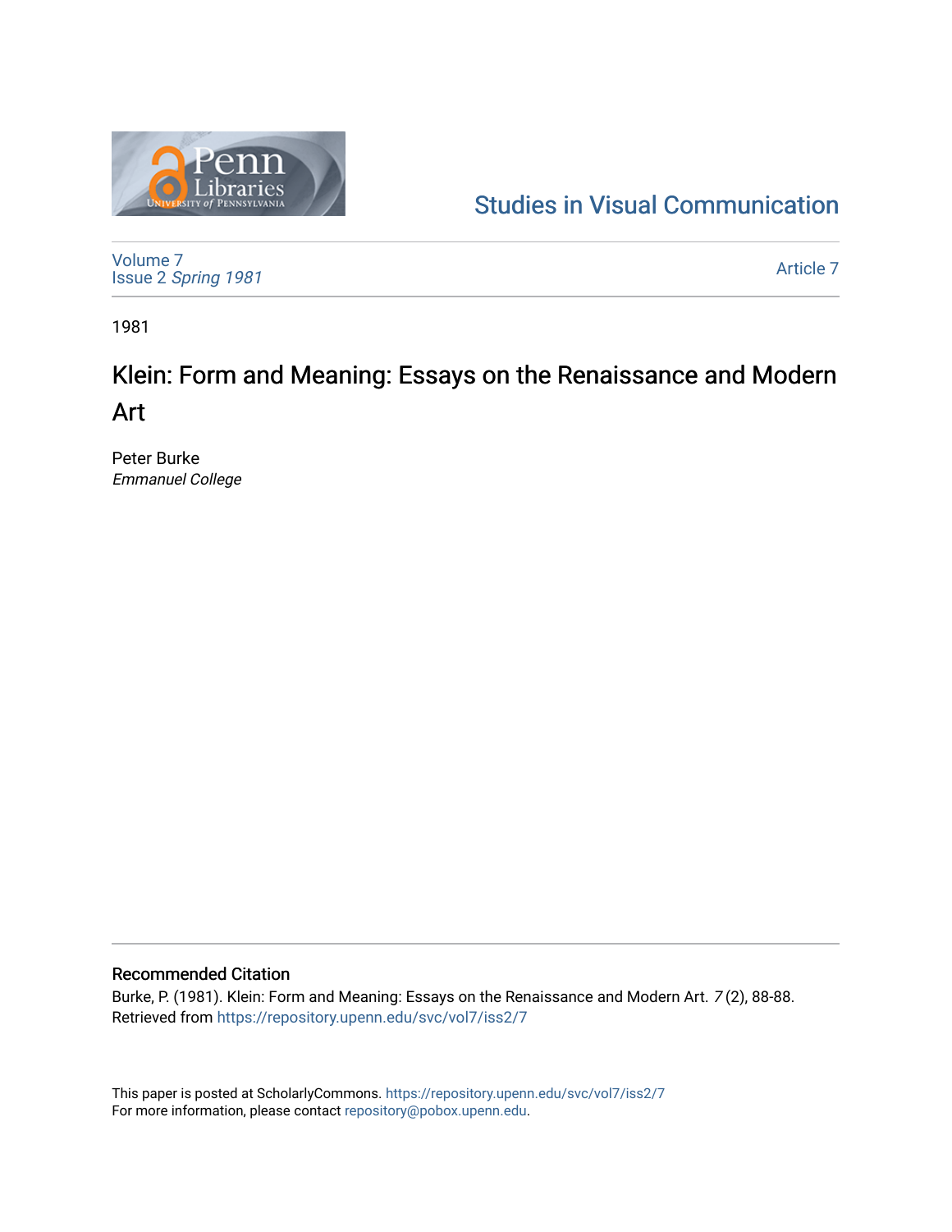Studies in Visual Communication

Volume 7
Issue 2 *Spring 1981*

Article 7

1981

# Klein: Form and Meaning: Essays on the Renaissance and Modern Art

Peter Burke
*Emmanuel College*

## Recommended Citation

Burke, P. (1981). Klein: Form and Meaning: Essays on the Renaissance and Modern Art. *7* (2), 88-88.
Retrieved from https://repository.upenn.edu/svc/vol7/iss2/7

This paper is posted at ScholarlyCommons. https://repository.upenn.edu/svc/vol7/iss2/7
For more information, please contact repository@pobox.upenn.edu.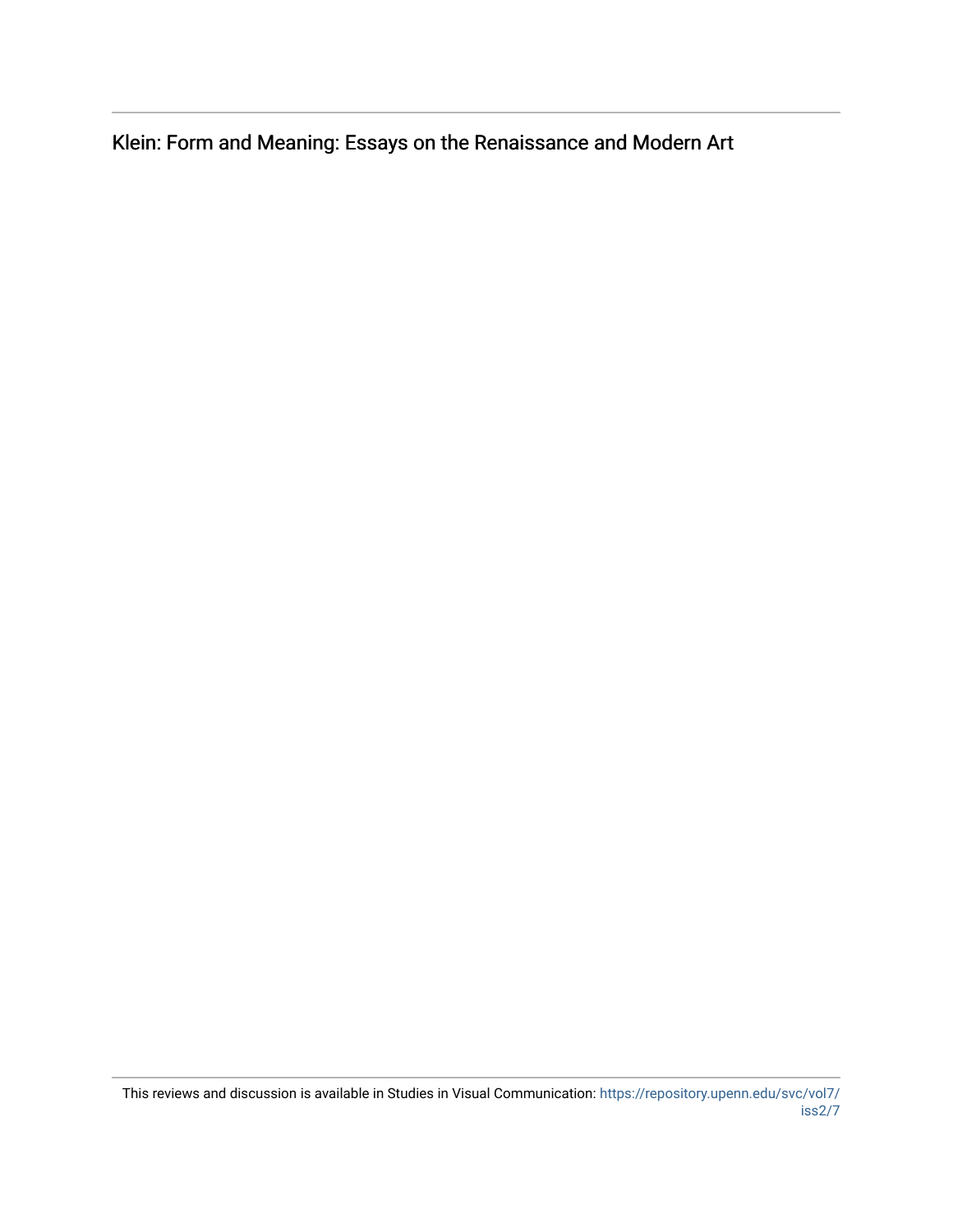Klein: Form and Meaning: Essays on the Renaissance and Modern Art

This reviews and discussion is available in Studies in Visual Communication: https://repository.upenn.edu/svc/vol7/iss2/7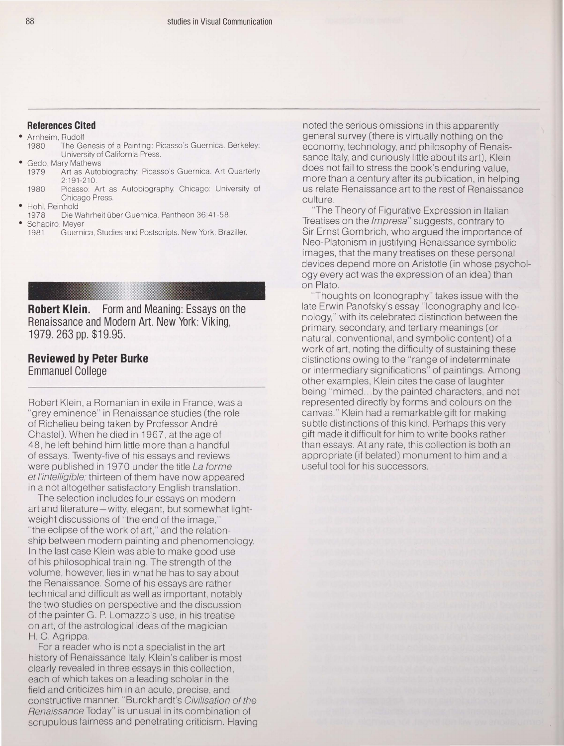## References Cited

- Arnheim, Rudolf
  1980 The Genesis of a Painting: Picasso's Guernica. Berkeley: University of California Press.
- Gedo, Mary Mathews
  1979 Art as Autobiography: Picasso's Guernica. Art Quarterly 2:191-210.
  1980 Picasso: Art as Autobiography. Chicago: University of Chicago Press.
- Hohl, Reinhold
  1978 Die Wahrheit über Guernica. Pantheon 36:41-58.
- Schapiro, Meyer
  1981 Guernica, Studies and Postscripts. New York: Braziller.

**Robert Klein.** Form and Meaning: Essays on the Renaissance and Modern Art. New York: Viking, 1979. 263 pp. $19.95.

**Reviewed by Peter Burke**
Emmanuel College

Robert Klein, a Romanian in exile in France, was a "grey eminence" in Renaissance studies (the role of Richelieu being taken by Professor André Chastel). When he died in 1967, at the age of 48, he left behind him little more than a handful of essays. Twenty-five of his essays and reviews were published in 1970 under the title *La forme et l'intelligible;* thirteen of them have now appeared in a not altogether satisfactory English translation.

The selection includes four essays on modern art and literature—witty, elegant, but somewhat lightweight discussions of "the end of the image," "the eclipse of the work of art," and the relationship between modern painting and phenomenology. In the last case Klein was able to make good use of his philosophical training. The strength of the volume, however, lies in what he has to say about the Renaissance. Some of his essays are rather technical and difficult as well as important, notably the two studies on perspective and the discussion of the painter G. P. Lomazzo's use, in his treatise on art, of the astrological ideas of the magician H. C. Agrippa.

For a reader who is not a specialist in the art history of Renaissance Italy, Klein's caliber is most clearly revealed in three essays in this collection, each of which takes on a leading scholar in the field and criticizes him in an acute, precise, and constructive manner. "Burckhardt's *Civilisation of the Renaissance* Today" is unusual in its combination of scrupulous fairness and penetrating criticism. Having noted the serious omissions in this apparently general survey (there is virtually nothing on the economy, technology, and philosophy of Renaissance Italy, and curiously little about its art), Klein does not fail to stress the book's enduring value, more than a century after its publication, in helping us relate Renaissance art to the rest of Renaissance culture.

"The Theory of Figurative Expression in Italian Treatises on the *Impresa*" suggests, contrary to Sir Ernst Gombrich, who argued the importance of Neo-Platonism in justifying Renaissance symbolic images, that the many treatises on these personal devices depend more on Aristotle (in whose psychology every act was the expression of an idea) than on Plato.

"Thoughts on Iconography" takes issue with the late Erwin Panofsky's essay "Iconography and Iconology," with its celebrated distinction between the primary, secondary, and tertiary meanings (or natural, conventional, and symbolic content) of a work of art, noting the difficulty of sustaining these distinctions owing to the "range of indeterminate or intermediary significations" of paintings. Among other examples, Klein cites the case of laughter being "mimed...by the painted characters, and not represented directly by forms and colours on the canvas." Klein had a remarkable gift for making subtle distinctions of this kind. Perhaps this very gift made it difficult for him to write books rather than essays. At any rate, this collection is both an appropriate (if belated) monument to him and a useful tool for his successors.